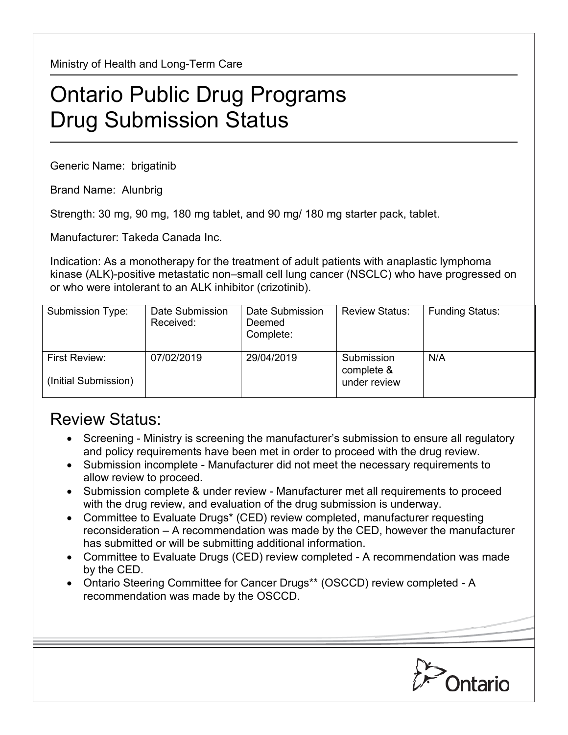Ministry of Health and Long-Term Care

# Ontario Public Drug Programs
# Drug Submission Status

Generic Name: brigatinib

Brand Name: Alunbrig

Strength: 30 mg, 90 mg, 180 mg tablet, and 90 mg/ 180 mg starter pack, tablet.

Manufacturer: Takeda Canada Inc.

Indication: As a monotherapy for the treatment of adult patients with anaplastic lymphoma kinase (ALK)-positive metastatic non–small cell lung cancer (NSCLC) who have progressed on or who were intolerant to an ALK inhibitor (crizotinib).

| Submission Type: | Date Submission Received: | Date Submission Deemed Complete: | Review Status: | Funding Status: |
|---|---|---|---|---|
| First Review: (Initial Submission) | 07/02/2019 | 29/04/2019 | Submission complete & under review | N/A |

## Review Status:

- Screening - Ministry is screening the manufacturer's submission to ensure all regulatory and policy requirements have been met in order to proceed with the drug review.
- Submission incomplete - Manufacturer did not meet the necessary requirements to allow review to proceed.
- Submission complete & under review - Manufacturer met all requirements to proceed with the drug review, and evaluation of the drug submission is underway.
- Committee to Evaluate Drugs* (CED) review completed, manufacturer requesting reconsideration – A recommendation was made by the CED, however the manufacturer has submitted or will be submitting additional information.
- Committee to Evaluate Drugs (CED) review completed - A recommendation was made by the CED.
- Ontario Steering Committee for Cancer Drugs** (OSCCD) review completed - A recommendation was made by the OSCCD.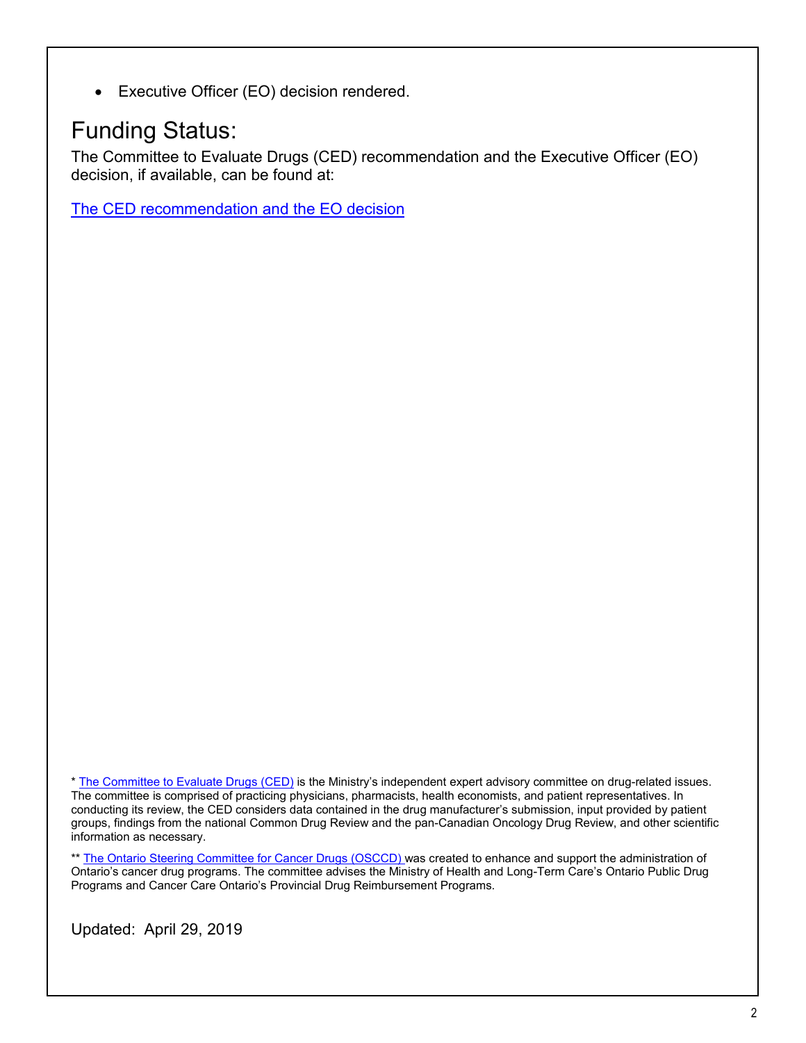- Executive Officer (EO) decision rendered.

## Funding Status:

The Committee to Evaluate Drugs (CED) recommendation and the Executive Officer (EO) decision, if available, can be found at:

The CED recommendation and the EO decision

* The Committee to Evaluate Drugs (CED) is the Ministry's independent expert advisory committee on drug-related issues. The committee is comprised of practicing physicians, pharmacists, health economists, and patient representatives. In conducting its review, the CED considers data contained in the drug manufacturer's submission, input provided by patient groups, findings from the national Common Drug Review and the pan-Canadian Oncology Drug Review, and other scientific information as necessary.

** The Ontario Steering Committee for Cancer Drugs (OSCCD) was created to enhance and support the administration of Ontario's cancer drug programs. The committee advises the Ministry of Health and Long-Term Care's Ontario Public Drug Programs and Cancer Care Ontario's Provincial Drug Reimbursement Programs.

Updated: April 29, 2019